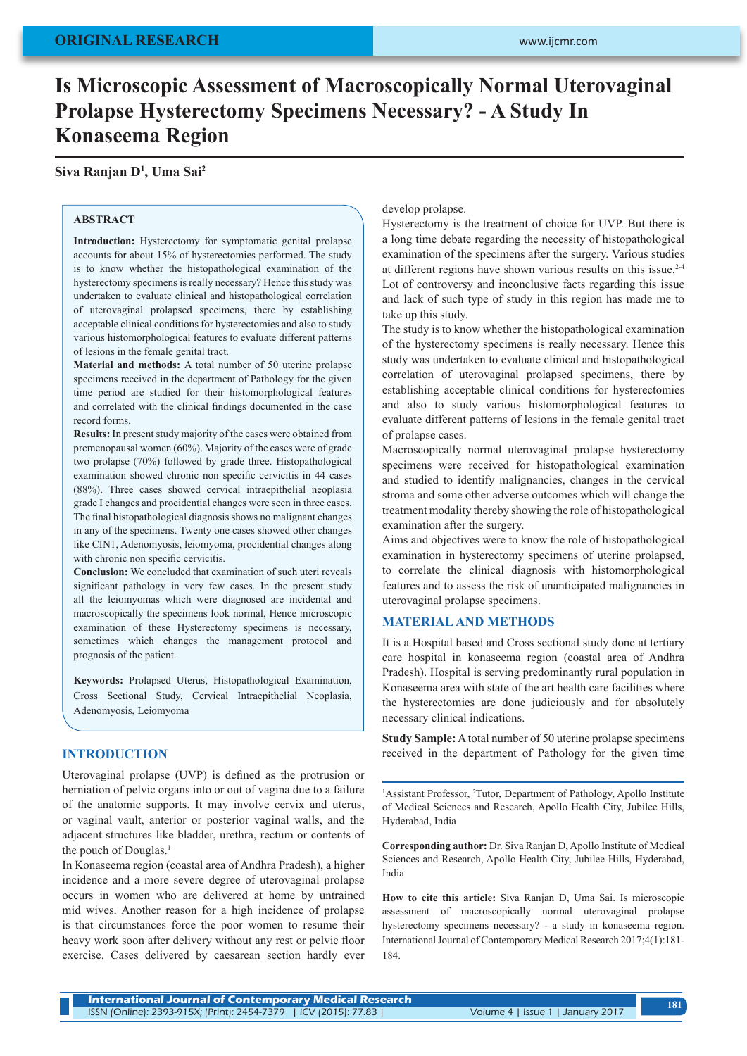ORIGINAL RESEARCH

# Is Microscopic Assessment of Macroscopically Normal Uterovaginal Prolapse Hysterectomy Specimens Necessary? - A Study In Konaseema Region

**Siva Ranjan D[1], Uma Sai[2]**

## ABSTRACT

**Introduction:** Hysterectomy for symptomatic genital prolapse accounts for about 15% of hysterectomies performed. The study is to know whether the histopathological examination of the hysterectomy specimens is really necessary? Hence this study was undertaken to evaluate clinical and histopathological correlation of uterovaginal prolapsed specimens, there by establishing acceptable clinical conditions for hysterectomies and also to study various histomorphological features to evaluate different patterns of lesions in the female genital tract.

**Material and methods:** A total number of 50 uterine prolapse specimens received in the department of Pathology for the given time period are studied for their histomorphological features and correlated with the clinical findings documented in the case record forms.

**Results:** In present study majority of the cases were obtained from premenopausal women (60%). Majority of the cases were of grade two prolapse (70%) followed by grade three. Histopathological examination showed chronic non specific cervicitis in 44 cases (88%). Three cases showed cervical intraepithelial neoplasia grade I changes and procidential changes were seen in three cases. The final histopathological diagnosis shows no malignant changes in any of the specimens. Twenty one cases showed other changes like CIN1, Adenomyosis, leiomyoma, procidential changes along with chronic non specific cervicitis.

**Conclusion:** We concluded that examination of such uteri reveals significant pathology in very few cases. In the present study all the leiomyomas which were diagnosed are incidental and macroscopically the specimens look normal, Hence microscopic examination of these Hysterectomy specimens is necessary, sometimes which changes the management protocol and prognosis of the patient.

**Keywords:** Prolapsed Uterus, Histopathological Examination, Cross Sectional Study, Cervical Intraepithelial Neoplasia, Adenomyosis, Leiomyoma

## INTRODUCTION

Uterovaginal prolapse (UVP) is defined as the protrusion or herniation of pelvic organs into or out of vagina due to a failure of the anatomic supports. It may involve cervix and uterus, or vaginal vault, anterior or posterior vaginal walls, and the adjacent structures like bladder, urethra, rectum or contents of the pouch of Douglas.[1]

In Konaseema region (coastal area of Andhra Pradesh), a higher incidence and a more severe degree of uterovaginal prolapse occurs in women who are delivered at home by untrained mid wives. Another reason for a high incidence of prolapse is that circumstances force the poor women to resume their heavy work soon after delivery without any rest or pelvic floor exercise. Cases delivered by caesarean section hardly ever develop prolapse.

Hysterectomy is the treatment of choice for UVP. But there is a long time debate regarding the necessity of histopathological examination of the specimens after the surgery. Various studies at different regions have shown various results on this issue.[2-4] Lot of controversy and inconclusive facts regarding this issue and lack of such type of study in this region has made me to take up this study.

The study is to know whether the histopathological examination of the hysterectomy specimens is really necessary. Hence this study was undertaken to evaluate clinical and histopathological correlation of uterovaginal prolapsed specimens, there by establishing acceptable clinical conditions for hysterectomies and also to study various histomorphological features to evaluate different patterns of lesions in the female genital tract of prolapse cases.

Macroscopically normal uterovaginal prolapse hysterectomy specimens were received for histopathological examination and studied to identify malignancies, changes in the cervical stroma and some other adverse outcomes which will change the treatment modality thereby showing the role of histopathological examination after the surgery.

Aims and objectives were to know the role of histopathological examination in hysterectomy specimens of uterine prolapsed, to correlate the clinical diagnosis with histomorphological features and to assess the risk of unanticipated malignancies in uterovaginal prolapse specimens.

## MATERIAL AND METHODS

It is a Hospital based and Cross sectional study done at tertiary care hospital in konaseema region (coastal area of Andhra Pradesh). Hospital is serving predominantly rural population in Konaseema area with state of the art health care facilities where the hysterectomies are done judiciously and for absolutely necessary clinical indications.

**Study Sample:** A total number of 50 uterine prolapse specimens received in the department of Pathology for the given time

[1]Assistant Professor, [2]Tutor, Department of Pathology, Apollo Institute of Medical Sciences and Research, Apollo Health City, Jubilee Hills, Hyderabad, India

**Corresponding author:** Dr. Siva Ranjan D, Apollo Institute of Medical Sciences and Research, Apollo Health City, Jubilee Hills, Hyderabad, India

**How to cite this article:** Siva Ranjan D, Uma Sai. Is microscopic assessment of macroscopically normal uterovaginal prolapse hysterectomy specimens necessary? - a study in konaseema region. International Journal of Contemporary Medical Research 2017;4(1):181-184.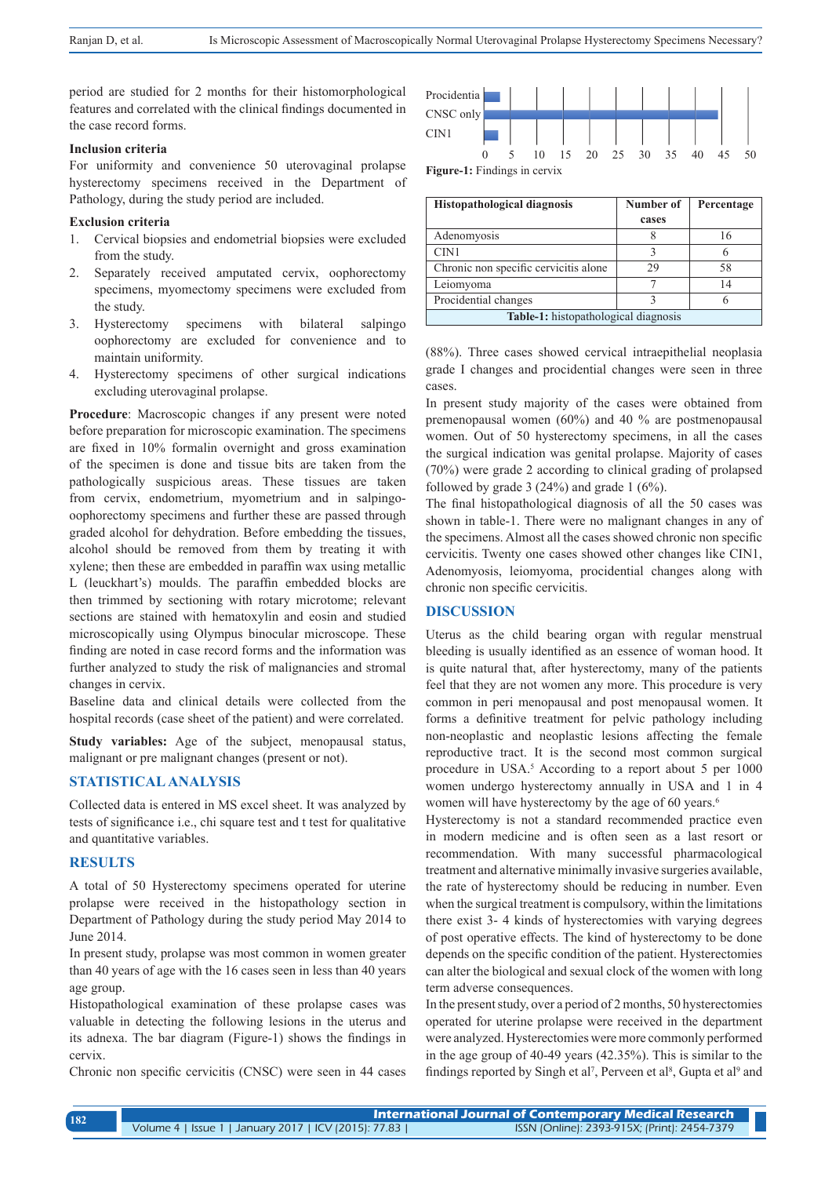period are studied for 2 months for their histomorphological features and correlated with the clinical findings documented in the case record forms.

**Inclusion criteria**

For uniformity and convenience 50 uterovaginal prolapse hysterectomy specimens received in the Department of Pathology, during the study period are included.

**Exclusion criteria**

1. Cervical biopsies and endometrial biopsies were excluded from the study.
2. Separately received amputated cervix, oophorectomy specimens, myomectomy specimens were excluded from the study.
3. Hysterectomy specimens with bilateral salpingo oophorectomy are excluded for convenience and to maintain uniformity.
4. Hysterectomy specimens of other surgical indications excluding uterovaginal prolapse.

**Procedure**: Macroscopic changes if any present were noted before preparation for microscopic examination. The specimens are fixed in 10% formalin overnight and gross examination of the specimen is done and tissue bits are taken from the pathologically suspicious areas. These tissues are taken from cervix, endometrium, myometrium and in salpingo-oophorectomy specimens and further these are passed through graded alcohol for dehydration. Before embedding the tissues, alcohol should be removed from them by treating it with xylene; then these are embedded in paraffin wax using metallic L (leuckhart's) moulds. The paraffin embedded blocks are then trimmed by sectioning with rotary microtome; relevant sections are stained with hematoxylin and eosin and studied microscopically using Olympus binocular microscope. These finding are noted in case record forms and the information was further analyzed to study the risk of malignancies and stromal changes in cervix.

Baseline data and clinical details were collected from the hospital records (case sheet of the patient) and were correlated.

**Study variables:** Age of the subject, menopausal status, malignant or pre malignant changes (present or not).

## STATISTICAL ANALYSIS

Collected data is entered in MS excel sheet. It was analyzed by tests of significance i.e., chi square test and t test for qualitative and quantitative variables.

## RESULTS

A total of 50 Hysterectomy specimens operated for uterine prolapse were received in the histopathology section in Department of Pathology during the study period May 2014 to June 2014.

In present study, prolapse was most common in women greater than 40 years of age with the 16 cases seen in less than 40 years age group.

Histopathological examination of these prolapse cases was valuable in detecting the following lesions in the uterus and its adnexa. The bar diagram (Figure-1) shows the findings in cervix.

Chronic non specific cervicitis (CNSC) were seen in 44 cases (88%). Three cases showed cervical intraepithelial neoplasia grade I changes and procidential changes were seen in three cases.

**Figure-1:** Findings in cervix

| Histopathological diagnosis | Number of cases | Percentage |
|---|---|---|
| Adenomyosis | 8 | 16 |
| CIN1 | 3 | 6 |
| Chronic non specific cervicitis alone | 29 | 58 |
| Leiomyoma | 7 | 14 |
| Procidential changes | 3 | 6 |

**Table-1:** histopathological diagnosis

In present study majority of the cases were obtained from premenopausal women (60%) and 40 % are postmenopausal women. Out of 50 hysterectomy specimens, in all the cases the surgical indication was genital prolapse. Majority of cases (70%) were grade 2 according to clinical grading of prolapsed followed by grade 3 (24%) and grade 1 (6%).

The final histopathological diagnosis of all the 50 cases was shown in table-1. There were no malignant changes in any of the specimens. Almost all the cases showed chronic non specific cervicitis. Twenty one cases showed other changes like CIN1, Adenomyosis, leiomyoma, procidential changes along with chronic non specific cervicitis.

## DISCUSSION

Uterus as the child bearing organ with regular menstrual bleeding is usually identified as an essence of woman hood. It is quite natural that, after hysterectomy, many of the patients feel that they are not women any more. This procedure is very common in peri menopausal and post menopausal women. It forms a definitive treatment for pelvic pathology including non-neoplastic and neoplastic lesions affecting the female reproductive tract. It is the second most common surgical procedure in USA.[5] According to a report about 5 per 1000 women undergo hysterectomy annually in USA and 1 in 4 women will have hysterectomy by the age of 60 years.[6]

Hysterectomy is not a standard recommended practice even in modern medicine and is often seen as a last resort or recommendation. With many successful pharmacological treatment and alternative minimally invasive surgeries available, the rate of hysterectomy should be reducing in number. Even when the surgical treatment is compulsory, within the limitations there exist 3- 4 kinds of hysterectomies with varying degrees of post operative effects. The kind of hysterectomy to be done depends on the specific condition of the patient. Hysterectomies can alter the biological and sexual clock of the women with long term adverse consequences.

In the present study, over a period of 2 months, 50 hysterectomies operated for uterine prolapse were received in the department were analyzed. Hysterectomies were more commonly performed in the age group of 40-49 years (42.35%). This is similar to the findings reported by Singh et al[7], Perveen et al[8], Gupta et al[9] and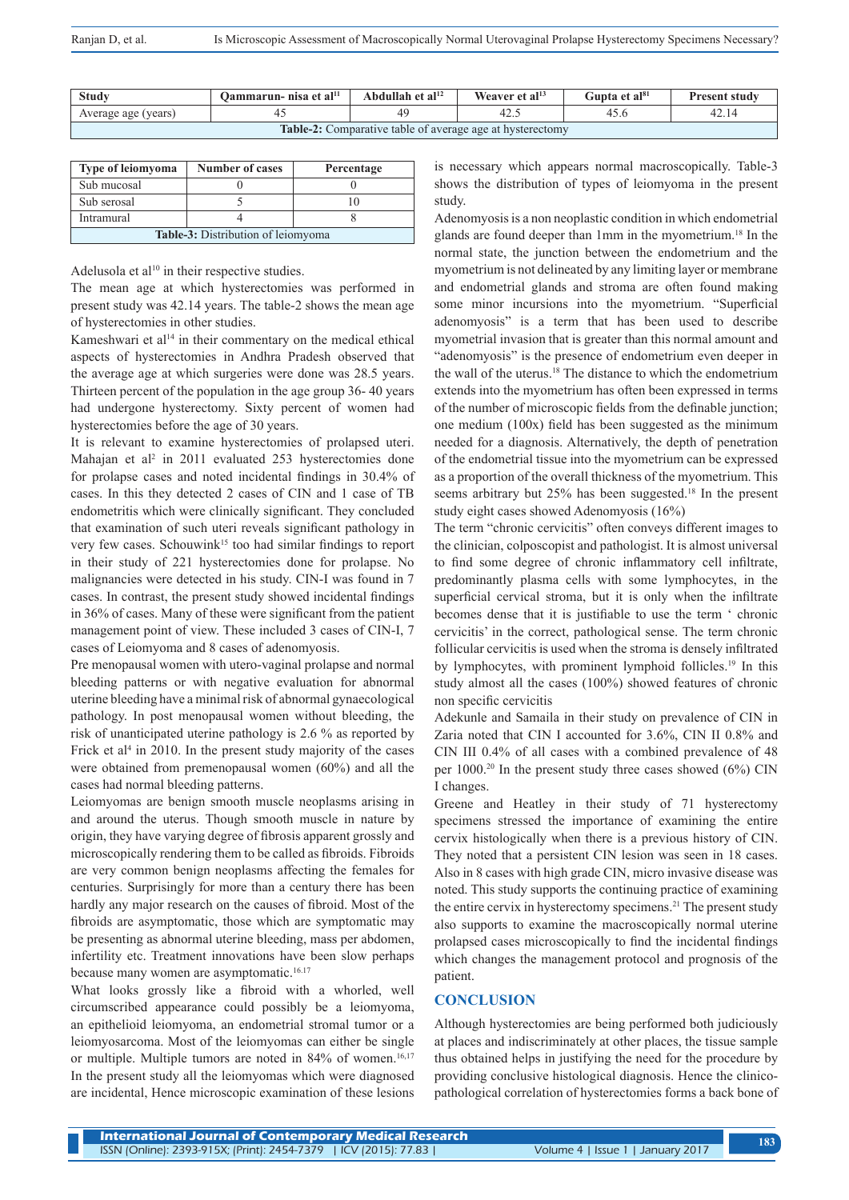| Study | Qammarun- nisa et al[11] | Abdullah et al[12] | Weaver et al[13] | Gupta et al[81] | Present study |
|---|---|---|---|---|---|
| Average age (years) | 45 | 49 | 42.5 | 45.6 | 42.14 |

**Table-2:** Comparative table of average age at hysterectomy

| Type of leiomyoma | Number of cases | Percentage |
|---|---|---|
| Sub mucosal | 0 | 0 |
| Sub serosal | 5 | 10 |
| Intramural | 4 | 8 |

**Table-3:** Distribution of leiomyoma

Adelusola et al[10] in their respective studies.

The mean age at which hysterectomies was performed in present study was 42.14 years. The table-2 shows the mean age of hysterectomies in other studies.

Kameshwari et al[14] in their commentary on the medical ethical aspects of hysterectomies in Andhra Pradesh observed that the average age at which surgeries were done was 28.5 years. Thirteen percent of the population in the age group 36- 40 years had undergone hysterectomy. Sixty percent of women had hysterectomies before the age of 30 years.

It is relevant to examine hysterectomies of prolapsed uteri. Mahajan et al[2] in 2011 evaluated 253 hysterectomies done for prolapse cases and noted incidental findings in 30.4% of cases. In this they detected 2 cases of CIN and 1 case of TB endometritis which were clinically significant. They concluded that examination of such uteri reveals significant pathology in very few cases. Schouwink[15] too had similar findings to report in their study of 221 hysterectomies done for prolapse. No malignancies were detected in his study. CIN-I was found in 7 cases. In contrast, the present study showed incidental findings in 36% of cases. Many of these were significant from the patient management point of view. These included 3 cases of CIN-I, 7 cases of Leiomyoma and 8 cases of adenomyosis.

Pre menopausal women with utero-vaginal prolapse and normal bleeding patterns or with negative evaluation for abnormal uterine bleeding have a minimal risk of abnormal gynaecological pathology. In post menopausal women without bleeding, the risk of unanticipated uterine pathology is 2.6 % as reported by Frick et al[4] in 2010. In the present study majority of the cases were obtained from premenopausal women (60%) and all the cases had normal bleeding patterns.

Leiomyomas are benign smooth muscle neoplasms arising in and around the uterus. Though smooth muscle in nature by origin, they have varying degree of fibrosis apparent grossly and microscopically rendering them to be called as fibroids. Fibroids are very common benign neoplasms affecting the females for centuries. Surprisingly for more than a century there has been hardly any major research on the causes of fibroid. Most of the fibroids are asymptomatic, those which are symptomatic may be presenting as abnormal uterine bleeding, mass per abdomen, infertility etc. Treatment innovations have been slow perhaps because many women are asymptomatic.[16,17]

What looks grossly like a fibroid with a whorled, well circumscribed appearance could possibly be a leiomyoma, an epithelioid leiomyoma, an endometrial stromal tumor or a leiomyosarcoma. Most of the leiomyomas can either be single or multiple. Multiple tumors are noted in 84% of women.[16,17] In the present study all the leiomyomas which were diagnosed are incidental, Hence microscopic examination of these lesions is necessary which appears normal macroscopically. Table-3 shows the distribution of types of leiomyoma in the present study.

Adenomyosis is a non neoplastic condition in which endometrial glands are found deeper than 1mm in the myometrium.[18] In the normal state, the junction between the endometrium and the myometrium is not delineated by any limiting layer or membrane and endometrial glands and stroma are often found making some minor incursions into the myometrium. "Superficial adenomyosis" is a term that has been used to describe myometrial invasion that is greater than this normal amount and "adenomyosis" is the presence of endometrium even deeper in the wall of the uterus.[18] The distance to which the endometrium extends into the myometrium has often been expressed in terms of the number of microscopic fields from the definable junction; one medium (100x) field has been suggested as the minimum needed for a diagnosis. Alternatively, the depth of penetration of the endometrial tissue into the myometrium can be expressed as a proportion of the overall thickness of the myometrium. This seems arbitrary but 25% has been suggested.[18] In the present study eight cases showed Adenomyosis (16%)

The term "chronic cervicitis" often conveys different images to the clinician, colposcopist and pathologist. It is almost universal to find some degree of chronic inflammatory cell infiltrate, predominantly plasma cells with some lymphocytes, in the superficial cervical stroma, but it is only when the infiltrate becomes dense that it is justifiable to use the term ' chronic cervicitis' in the correct, pathological sense. The term chronic follicular cervicitis is used when the stroma is densely infiltrated by lymphocytes, with prominent lymphoid follicles.[19] In this study almost all the cases (100%) showed features of chronic non specific cervicitis

Adekunle and Samaila in their study on prevalence of CIN in Zaria noted that CIN I accounted for 3.6%, CIN II 0.8% and CIN III 0.4% of all cases with a combined prevalence of 48 per 1000.[20] In the present study three cases showed (6%) CIN I changes.

Greene and Heatley in their study of 71 hysterectomy specimens stressed the importance of examining the entire cervix histologically when there is a previous history of CIN. They noted that a persistent CIN lesion was seen in 18 cases. Also in 8 cases with high grade CIN, micro invasive disease was noted. This study supports the continuing practice of examining the entire cervix in hysterectomy specimens.[21] The present study also supports to examine the macroscopically normal uterine prolapsed cases microscopically to find the incidental findings which changes the management protocol and prognosis of the patient.

## CONCLUSION

Although hysterectomies are being performed both judiciously at places and indiscriminately at other places, the tissue sample thus obtained helps in justifying the need for the procedure by providing conclusive histological diagnosis. Hence the clinico-pathological correlation of hysterectomies forms a back bone of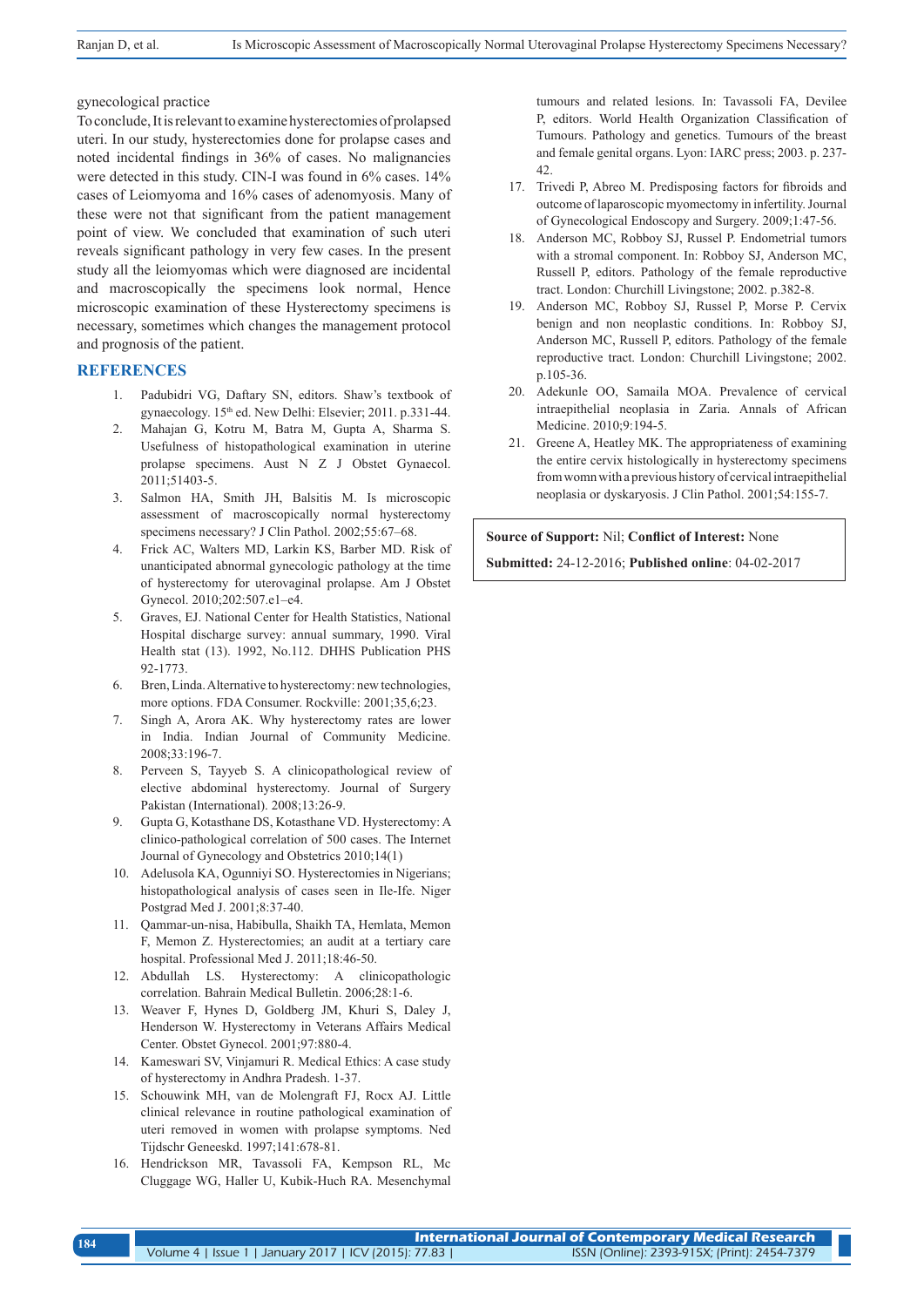gynecological practice

To conclude, It is relevant to examine hysterectomies of prolapsed uteri. In our study, hysterectomies done for prolapse cases and noted incidental findings in 36% of cases. No malignancies were detected in this study. CIN-I was found in 6% cases. 14% cases of Leiomyoma and 16% cases of adenomyosis. Many of these were not that significant from the patient management point of view. We concluded that examination of such uteri reveals significant pathology in very few cases. In the present study all the leiomyomas which were diagnosed are incidental and macroscopically the specimens look normal, Hence microscopic examination of these Hysterectomy specimens is necessary, sometimes which changes the management protocol and prognosis of the patient.

## REFERENCES

1. Padubidri VG, Daftary SN, editors. Shaw's textbook of gynaecology. 15th ed. New Delhi: Elsevier; 2011. p.331-44.
2. Mahajan G, Kotru M, Batra M, Gupta A, Sharma S. Usefulness of histopathological examination in uterine prolapse specimens. Aust N Z J Obstet Gynaecol. 2011;51403-5.
3. Salmon HA, Smith JH, Balsitis M. Is microscopic assessment of macroscopically normal hysterectomy specimens necessary? J Clin Pathol. 2002;55:67–68.
4. Frick AC, Walters MD, Larkin KS, Barber MD. Risk of unanticipated abnormal gynecologic pathology at the time of hysterectomy for uterovaginal prolapse. Am J Obstet Gynecol. 2010;202:507.e1–e4.
5. Graves, EJ. National Center for Health Statistics, National Hospital discharge survey: annual summary, 1990. Viral Health stat (13). 1992, No.112. DHHS Publication PHS 92-1773.
6. Bren, Linda. Alternative to hysterectomy: new technologies, more options. FDA Consumer. Rockville: 2001;35,6;23.
7. Singh A, Arora AK. Why hysterectomy rates are lower in India. Indian Journal of Community Medicine. 2008;33:196-7.
8. Perveen S, Tayyeb S. A clinicopathological review of elective abdominal hysterectomy. Journal of Surgery Pakistan (International). 2008;13:26-9.
9. Gupta G, Kotasthane DS, Kotasthane VD. Hysterectomy: A clinico-pathological correlation of 500 cases. The Internet Journal of Gynecology and Obstetrics 2010;14(1)
10. Adelusola KA, Ogunniyi SO. Hysterectomies in Nigerians; histopathological analysis of cases seen in Ile-Ife. Niger Postgrad Med J. 2001;8:37-40.
11. Qammar-un-nisa, Habibulla, Shaikh TA, Hemlata, Memon F, Memon Z. Hysterectomies; an audit at a tertiary care hospital. Professional Med J. 2011;18:46-50.
12. Abdullah LS. Hysterectomy: A clinicopathologic correlation. Bahrain Medical Bulletin. 2006;28:1-6.
13. Weaver F, Hynes D, Goldberg JM, Khuri S, Daley J, Henderson W. Hysterectomy in Veterans Affairs Medical Center. Obstet Gynecol. 2001;97:880-4.
14. Kameswari SV, Vinjamuri R. Medical Ethics: A case study of hysterectomy in Andhra Pradesh. 1-37.
15. Schouwink MH, van de Molengraft FJ, Rocx AJ. Little clinical relevance in routine pathological examination of uteri removed in women with prolapse symptoms. Ned Tijdschr Geneeskd. 1997;141:678-81.
16. Hendrickson MR, Tavassoli FA, Kempson RL, Mc Cluggage WG, Haller U, Kubik-Huch RA. Mesenchymal tumours and related lesions. In: Tavassoli FA, Devilee P, editors. World Health Organization Classification of Tumours. Pathology and genetics. Tumours of the breast and female genital organs. Lyon: IARC press; 2003. p. 237-42.
17. Trivedi P, Abreo M. Predisposing factors for fibroids and outcome of laparoscopic myomectomy in infertility. Journal of Gynecological Endoscopy and Surgery. 2009;1:47-56.
18. Anderson MC, Robboy SJ, Russel P. Endometrial tumors with a stromal component. In: Robboy SJ, Anderson MC, Russell P, editors. Pathology of the female reproductive tract. London: Churchill Livingstone; 2002. p.382-8.
19. Anderson MC, Robboy SJ, Russel P, Morse P. Cervix benign and non neoplastic conditions. In: Robboy SJ, Anderson MC, Russell P, editors. Pathology of the female reproductive tract. London: Churchill Livingstone; 2002. p.105-36.
20. Adekunle OO, Samaila MOA. Prevalence of cervical intraepithelial neoplasia in Zaria. Annals of African Medicine. 2010;9:194-5.
21. Greene A, Heatley MK. The appropriateness of examining the entire cervix histologically in hysterectomy specimens from womn with a previous history of cervical intraepithelial neoplasia or dyskaryosis. J Clin Pathol. 2001;54:155-7.

**Source of Support:** Nil; **Conflict of Interest:** None

**Submitted:** 24-12-2016; **Published online**: 04-02-2017